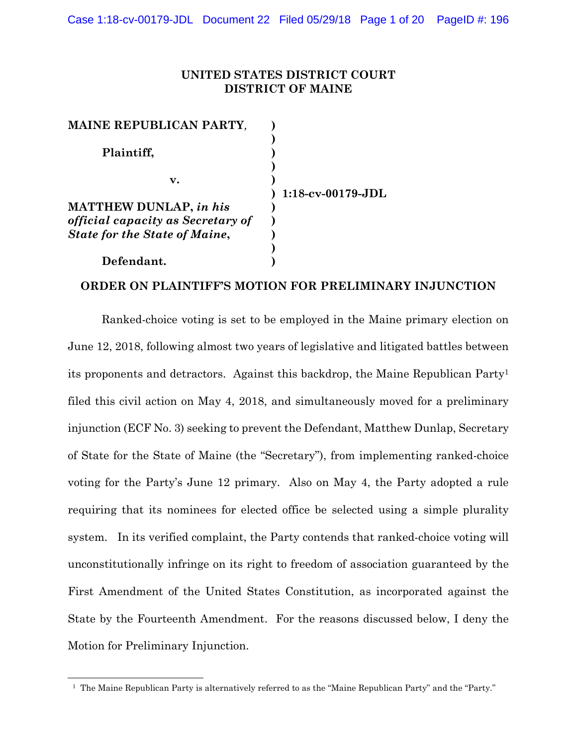**UNITED STATES DISTRICT COURT**
**DISTRICT OF MAINE**

| | | |
|---|---|---|
| **MAINE REPUBLICAN PARTY**, | ) | |
| | ) | |
| **Plaintiff,** | ) | |
| | ) | |
| **v.** | ) | |
| | ) | **1:18-cv-00179-JDL** |
| **MATTHEW DUNLAP,** ***in his official capacity as Secretary of State for the State of Maine*****,** | ) | |
| | ) | |
| **Defendant.** | ) | |

**ORDER ON PLAINTIFF'S MOTION FOR PRELIMINARY INJUNCTION**

Ranked-choice voting is set to be employed in the Maine primary election on June 12, 2018, following almost two years of legislative and litigated battles between its proponents and detractors. Against this backdrop, the Maine Republican Party[1] filed this civil action on May 4, 2018, and simultaneously moved for a preliminary injunction (ECF No. 3) seeking to prevent the Defendant, Matthew Dunlap, Secretary of State for the State of Maine (the "Secretary"), from implementing ranked-choice voting for the Party's June 12 primary. Also on May 4, the Party adopted a rule requiring that its nominees for elected office be selected using a simple plurality system. In its verified complaint, the Party contends that ranked-choice voting will unconstitutionally infringe on its right to freedom of association guaranteed by the First Amendment of the United States Constitution, as incorporated against the State by the Fourteenth Amendment. For the reasons discussed below, I deny the Motion for Preliminary Injunction.

[1] The Maine Republican Party is alternatively referred to as the "Maine Republican Party" and the "Party."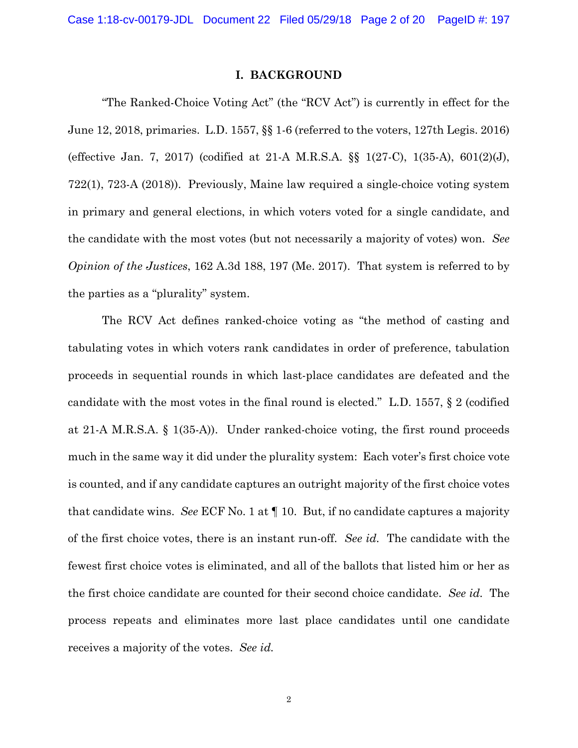## I. BACKGROUND

"The Ranked-Choice Voting Act" (the "RCV Act") is currently in effect for the June 12, 2018, primaries. L.D. 1557, §§ 1-6 (referred to the voters, 127th Legis. 2016) (effective Jan. 7, 2017) (codified at 21-A M.R.S.A. §§ 1(27-C), 1(35-A), 601(2)(J), 722(1), 723-A (2018)). Previously, Maine law required a single-choice voting system in primary and general elections, in which voters voted for a single candidate, and the candidate with the most votes (but not necessarily a majority of votes) won. *See Opinion of the Justices*, 162 A.3d 188, 197 (Me. 2017). That system is referred to by the parties as a "plurality" system.

The RCV Act defines ranked-choice voting as "the method of casting and tabulating votes in which voters rank candidates in order of preference, tabulation proceeds in sequential rounds in which last-place candidates are defeated and the candidate with the most votes in the final round is elected." L.D. 1557, § 2 (codified at 21-A M.R.S.A. § 1(35-A)). Under ranked-choice voting, the first round proceeds much in the same way it did under the plurality system: Each voter's first choice vote is counted, and if any candidate captures an outright majority of the first choice votes that candidate wins. *See* ECF No. 1 at ¶ 10. But, if no candidate captures a majority of the first choice votes, there is an instant run-off. *See id.* The candidate with the fewest first choice votes is eliminated, and all of the ballots that listed him or her as the first choice candidate are counted for their second choice candidate. *See id.* The process repeats and eliminates more last place candidates until one candidate receives a majority of the votes. *See id.*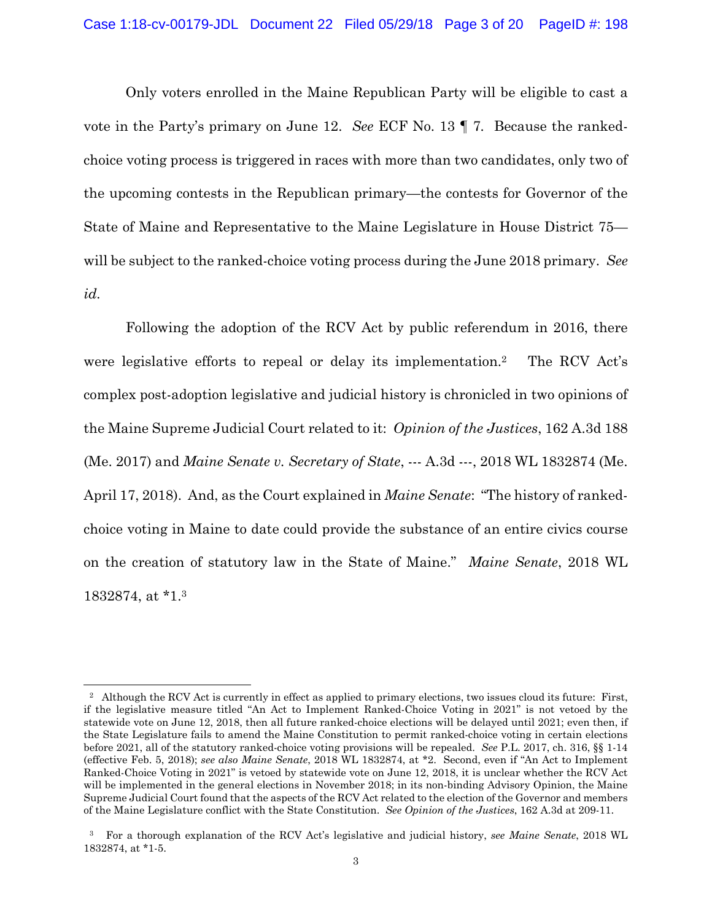Only voters enrolled in the Maine Republican Party will be eligible to cast a vote in the Party's primary on June 12. *See* ECF No. 13 ¶ 7. Because the ranked-choice voting process is triggered in races with more than two candidates, only two of the upcoming contests in the Republican primary—the contests for Governor of the State of Maine and Representative to the Maine Legislature in House District 75—will be subject to the ranked-choice voting process during the June 2018 primary. *See id.*

Following the adoption of the RCV Act by public referendum in 2016, there were legislative efforts to repeal or delay its implementation.[2] The RCV Act's complex post-adoption legislative and judicial history is chronicled in two opinions of the Maine Supreme Judicial Court related to it: *Opinion of the Justices*, 162 A.3d 188 (Me. 2017) and *Maine Senate v. Secretary of State*, --- A.3d ---, 2018 WL 1832874 (Me. April 17, 2018). And, as the Court explained in *Maine Senate*: "The history of ranked-choice voting in Maine to date could provide the substance of an entire civics course on the creation of statutory law in the State of Maine." *Maine Senate*, 2018 WL 1832874, at *1.[3]

---

[2] Although the RCV Act is currently in effect as applied to primary elections, two issues cloud its future: First, if the legislative measure titled "An Act to Implement Ranked-Choice Voting in 2021" is not vetoed by the statewide vote on June 12, 2018, then all future ranked-choice elections will be delayed until 2021; even then, if the State Legislature fails to amend the Maine Constitution to permit ranked-choice voting in certain elections before 2021, all of the statutory ranked-choice voting provisions will be repealed. *See* P.L. 2017, ch. 316, §§ 1-14 (effective Feb. 5, 2018); *see also Maine Senate*, 2018 WL 1832874, at *2. Second, even if "An Act to Implement Ranked-Choice Voting in 2021" is vetoed by statewide vote on June 12, 2018, it is unclear whether the RCV Act will be implemented in the general elections in November 2018; in its non-binding Advisory Opinion, the Maine Supreme Judicial Court found that the aspects of the RCV Act related to the election of the Governor and members of the Maine Legislature conflict with the State Constitution. *See Opinion of the Justices*, 162 A.3d at 209-11.

[3] For a thorough explanation of the RCV Act's legislative and judicial history, *see Maine Senate*, 2018 WL 1832874, at *1-5.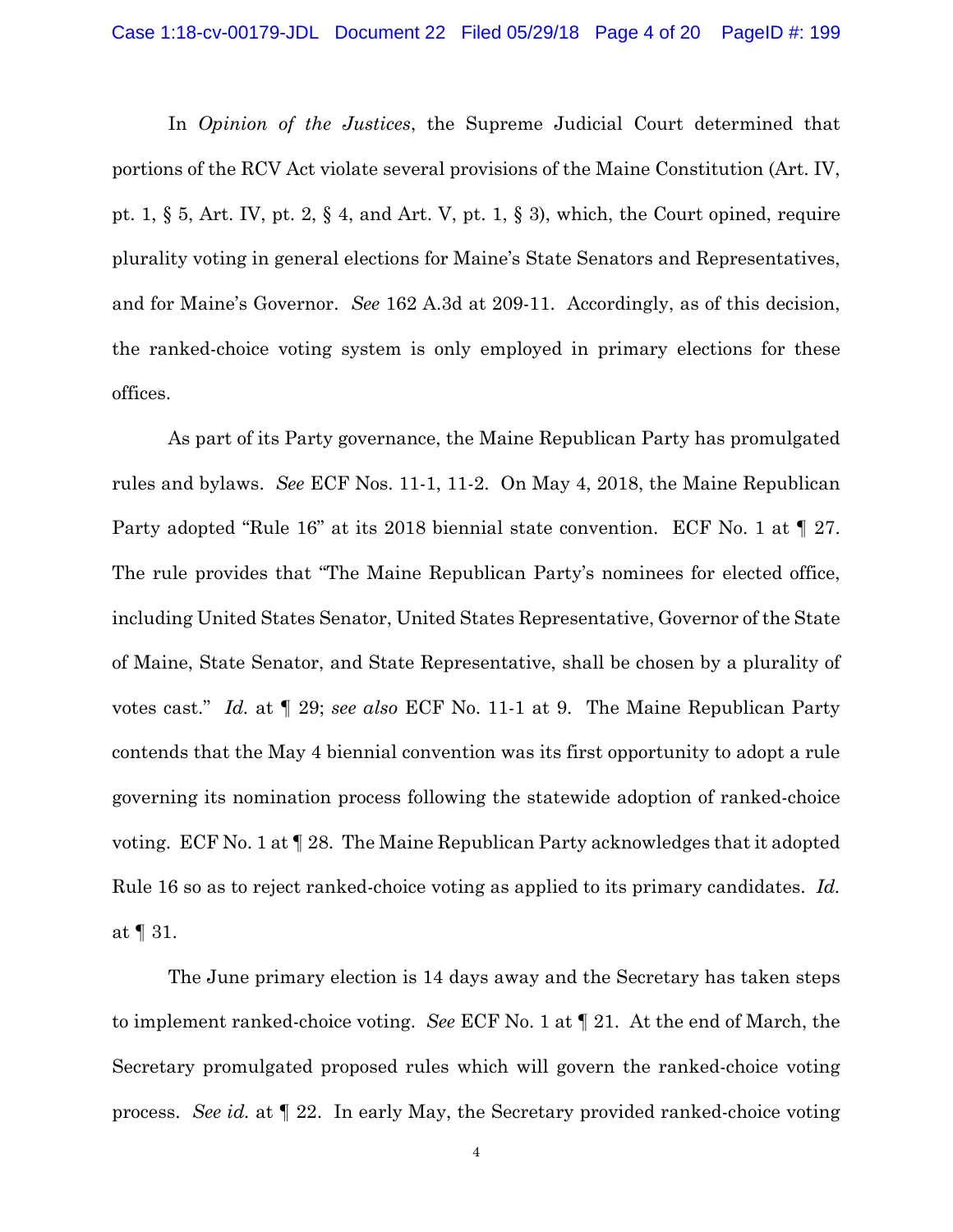In *Opinion of the Justices*, the Supreme Judicial Court determined that portions of the RCV Act violate several provisions of the Maine Constitution (Art. IV, pt. 1, § 5, Art. IV, pt. 2, § 4, and Art. V, pt. 1, § 3), which, the Court opined, require plurality voting in general elections for Maine's State Senators and Representatives, and for Maine's Governor. *See* 162 A.3d at 209-11. Accordingly, as of this decision, the ranked-choice voting system is only employed in primary elections for these offices.

As part of its Party governance, the Maine Republican Party has promulgated rules and bylaws. *See* ECF Nos. 11-1, 11-2. On May 4, 2018, the Maine Republican Party adopted "Rule 16" at its 2018 biennial state convention. ECF No. 1 at ¶ 27. The rule provides that "The Maine Republican Party's nominees for elected office, including United States Senator, United States Representative, Governor of the State of Maine, State Senator, and State Representative, shall be chosen by a plurality of votes cast." *Id.* at ¶ 29; *see also* ECF No. 11-1 at 9. The Maine Republican Party contends that the May 4 biennial convention was its first opportunity to adopt a rule governing its nomination process following the statewide adoption of ranked-choice voting. ECF No. 1 at ¶ 28. The Maine Republican Party acknowledges that it adopted Rule 16 so as to reject ranked-choice voting as applied to its primary candidates. *Id.* at ¶ 31.

The June primary election is 14 days away and the Secretary has taken steps to implement ranked-choice voting. *See* ECF No. 1 at ¶ 21. At the end of March, the Secretary promulgated proposed rules which will govern the ranked-choice voting process. *See id.* at ¶ 22. In early May, the Secretary provided ranked-choice voting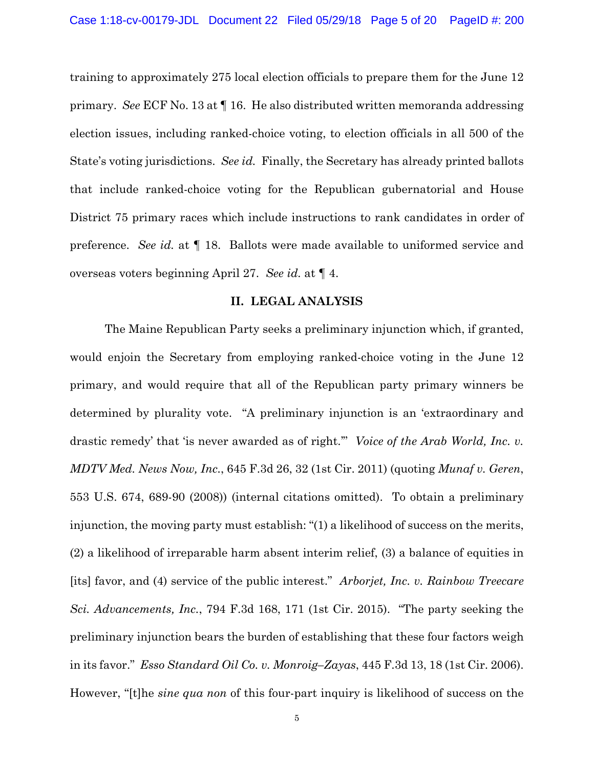training to approximately 275 local election officials to prepare them for the June 12 primary. *See* ECF No. 13 at ¶ 16. He also distributed written memoranda addressing election issues, including ranked-choice voting, to election officials in all 500 of the State's voting jurisdictions. *See id.* Finally, the Secretary has already printed ballots that include ranked-choice voting for the Republican gubernatorial and House District 75 primary races which include instructions to rank candidates in order of preference. *See id.* at ¶ 18. Ballots were made available to uniformed service and overseas voters beginning April 27. *See id.* at ¶ 4.

## II. LEGAL ANALYSIS

The Maine Republican Party seeks a preliminary injunction which, if granted, would enjoin the Secretary from employing ranked-choice voting in the June 12 primary, and would require that all of the Republican party primary winners be determined by plurality vote. "A preliminary injunction is an 'extraordinary and drastic remedy' that 'is never awarded as of right.'" *Voice of the Arab World, Inc. v. MDTV Med. News Now, Inc.*, 645 F.3d 26, 32 (1st Cir. 2011) (quoting *Munaf v. Geren*, 553 U.S. 674, 689-90 (2008)) (internal citations omitted). To obtain a preliminary injunction, the moving party must establish: "(1) a likelihood of success on the merits, (2) a likelihood of irreparable harm absent interim relief, (3) a balance of equities in [its] favor, and (4) service of the public interest." *Arborjet, Inc. v. Rainbow Treecare Sci. Advancements, Inc.*, 794 F.3d 168, 171 (1st Cir. 2015). "The party seeking the preliminary injunction bears the burden of establishing that these four factors weigh in its favor." *Esso Standard Oil Co. v. Monroig–Zayas*, 445 F.3d 13, 18 (1st Cir. 2006). However, "[t]he *sine qua non* of this four-part inquiry is likelihood of success on the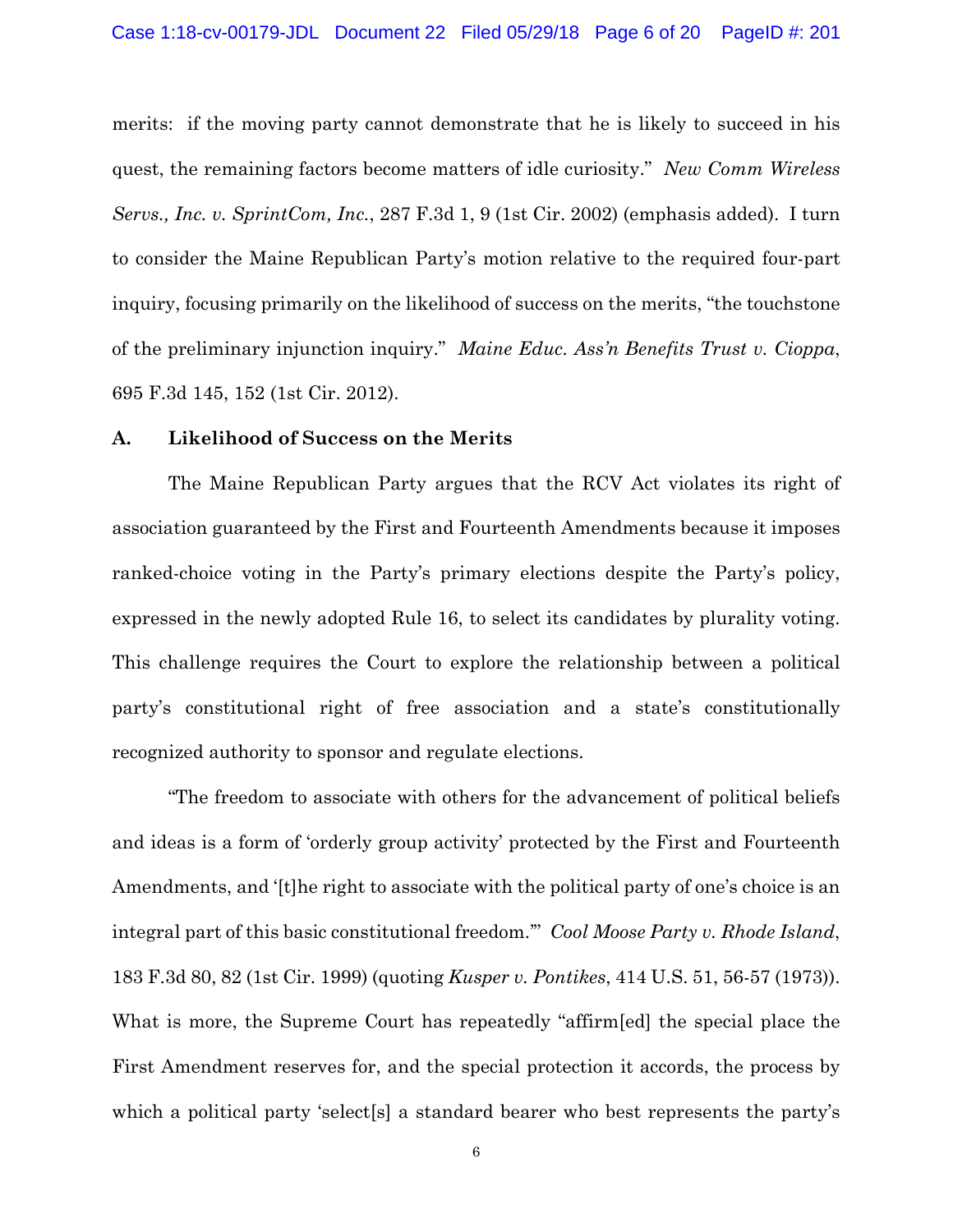merits: if the moving party cannot demonstrate that he is likely to succeed in his quest, the remaining factors become matters of idle curiosity." *New Comm Wireless Servs., Inc. v. SprintCom, Inc.*, 287 F.3d 1, 9 (1st Cir. 2002) (emphasis added). I turn to consider the Maine Republican Party's motion relative to the required four-part inquiry, focusing primarily on the likelihood of success on the merits, "the touchstone of the preliminary injunction inquiry." *Maine Educ. Ass'n Benefits Trust v. Cioppa*, 695 F.3d 145, 152 (1st Cir. 2012).

### A. Likelihood of Success on the Merits

The Maine Republican Party argues that the RCV Act violates its right of association guaranteed by the First and Fourteenth Amendments because it imposes ranked-choice voting in the Party's primary elections despite the Party's policy, expressed in the newly adopted Rule 16, to select its candidates by plurality voting. This challenge requires the Court to explore the relationship between a political party's constitutional right of free association and a state's constitutionally recognized authority to sponsor and regulate elections.

"The freedom to associate with others for the advancement of political beliefs and ideas is a form of 'orderly group activity' protected by the First and Fourteenth Amendments, and '[t]he right to associate with the political party of one's choice is an integral part of this basic constitutional freedom.'" *Cool Moose Party v. Rhode Island*, 183 F.3d 80, 82 (1st Cir. 1999) (quoting *Kusper v. Pontikes*, 414 U.S. 51, 56-57 (1973)). What is more, the Supreme Court has repeatedly "affirm[ed] the special place the First Amendment reserves for, and the special protection it accords, the process by which a political party 'select[s] a standard bearer who best represents the party's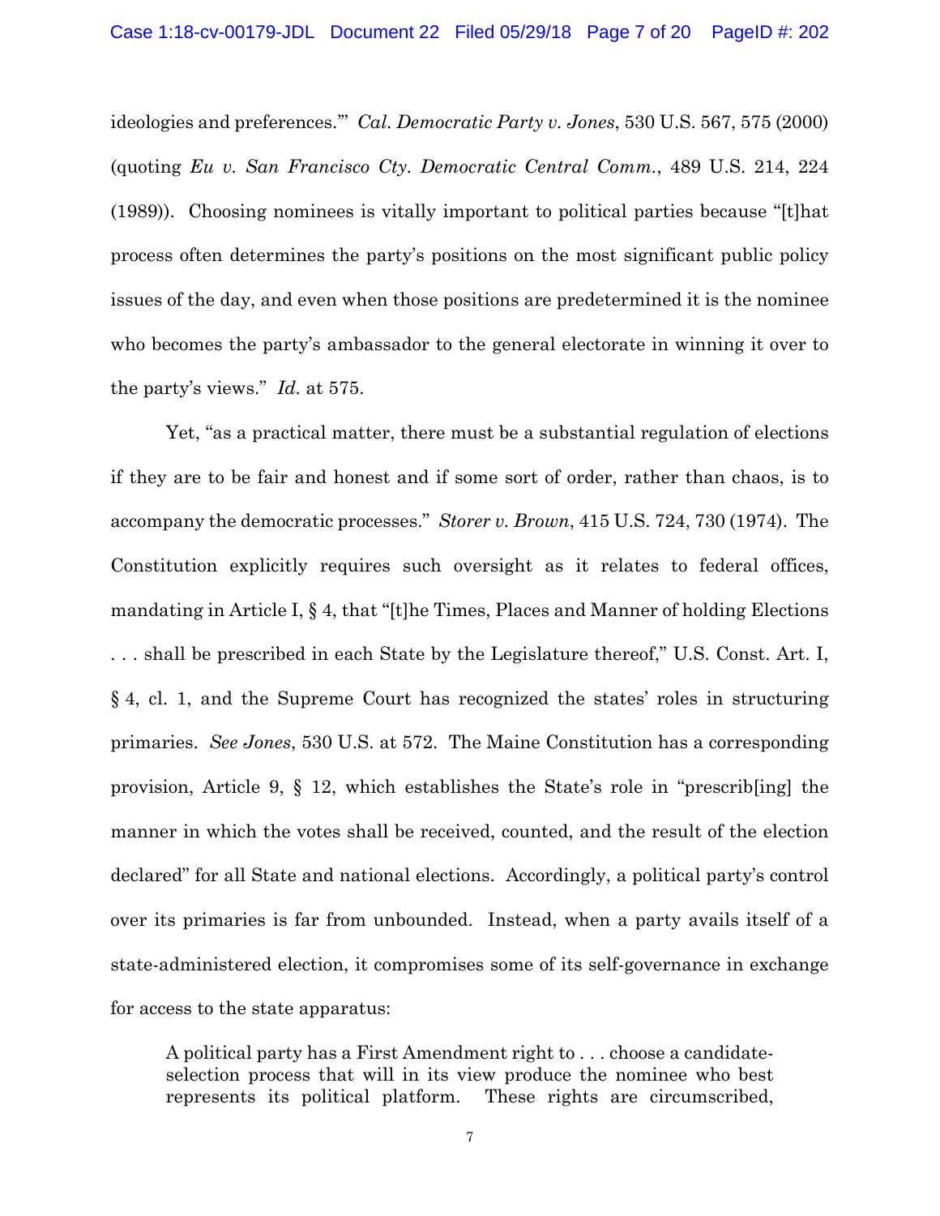ideologies and preferences.'" *Cal. Democratic Party v. Jones*, 530 U.S. 567, 575 (2000) (quoting *Eu v. San Francisco Cty. Democratic Central Comm.*, 489 U.S. 214, 224 (1989)). Choosing nominees is vitally important to political parties because "[t]hat process often determines the party's positions on the most significant public policy issues of the day, and even when those positions are predetermined it is the nominee who becomes the party's ambassador to the general electorate in winning it over to the party's views." *Id.* at 575.

Yet, "as a practical matter, there must be a substantial regulation of elections if they are to be fair and honest and if some sort of order, rather than chaos, is to accompany the democratic processes." *Storer v. Brown*, 415 U.S. 724, 730 (1974). The Constitution explicitly requires such oversight as it relates to federal offices, mandating in Article I, § 4, that "[t]he Times, Places and Manner of holding Elections . . . shall be prescribed in each State by the Legislature thereof," U.S. Const. Art. I, § 4, cl. 1, and the Supreme Court has recognized the states' roles in structuring primaries. *See Jones*, 530 U.S. at 572. The Maine Constitution has a corresponding provision, Article 9, § 12, which establishes the State's role in "prescrib[ing] the manner in which the votes shall be received, counted, and the result of the election declared" for all State and national elections. Accordingly, a political party's control over its primaries is far from unbounded. Instead, when a party avails itself of a state-administered election, it compromises some of its self-governance in exchange for access to the state apparatus:

> A political party has a First Amendment right to . . . choose a candidate-selection process that will in its view produce the nominee who best represents its political platform. These rights are circumscribed,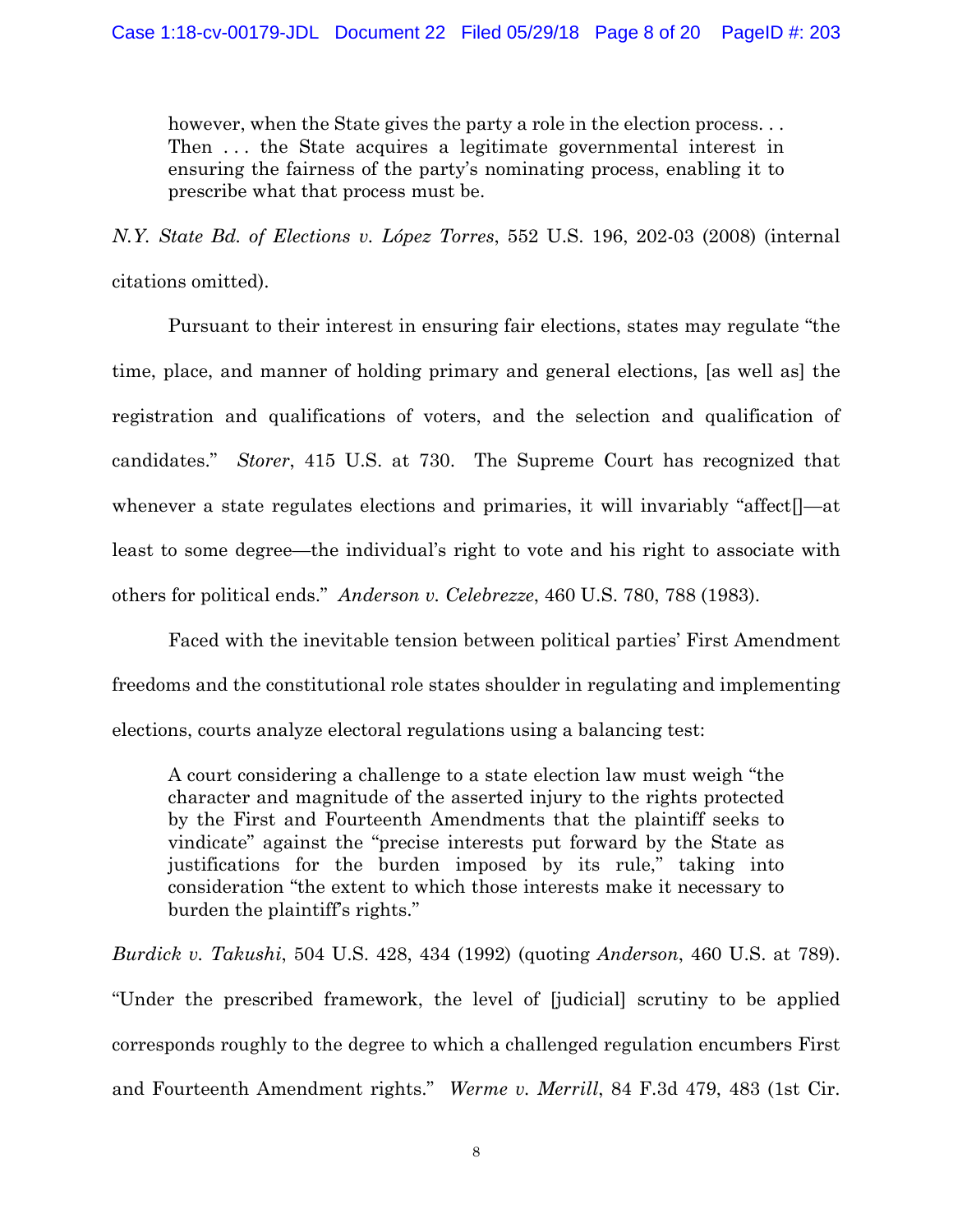> however, when the State gives the party a role in the election process. . . Then . . . the State acquires a legitimate governmental interest in ensuring the fairness of the party's nominating process, enabling it to prescribe what that process must be.

*N.Y. State Bd. of Elections v. López Torres*, 552 U.S. 196, 202-03 (2008) (internal citations omitted).

Pursuant to their interest in ensuring fair elections, states may regulate "the time, place, and manner of holding primary and general elections, [as well as] the registration and qualifications of voters, and the selection and qualification of candidates." *Storer*, 415 U.S. at 730. The Supreme Court has recognized that whenever a state regulates elections and primaries, it will invariably "affect[]—at least to some degree—the individual's right to vote and his right to associate with others for political ends." *Anderson v. Celebrezze*, 460 U.S. 780, 788 (1983).

Faced with the inevitable tension between political parties' First Amendment freedoms and the constitutional role states shoulder in regulating and implementing elections, courts analyze electoral regulations using a balancing test:

> A court considering a challenge to a state election law must weigh "the character and magnitude of the asserted injury to the rights protected by the First and Fourteenth Amendments that the plaintiff seeks to vindicate" against the "precise interests put forward by the State as justifications for the burden imposed by its rule," taking into consideration "the extent to which those interests make it necessary to burden the plaintiff's rights."

*Burdick v. Takushi*, 504 U.S. 428, 434 (1992) (quoting *Anderson*, 460 U.S. at 789). "Under the prescribed framework, the level of [judicial] scrutiny to be applied corresponds roughly to the degree to which a challenged regulation encumbers First and Fourteenth Amendment rights." *Werme v. Merrill*, 84 F.3d 479, 483 (1st Cir.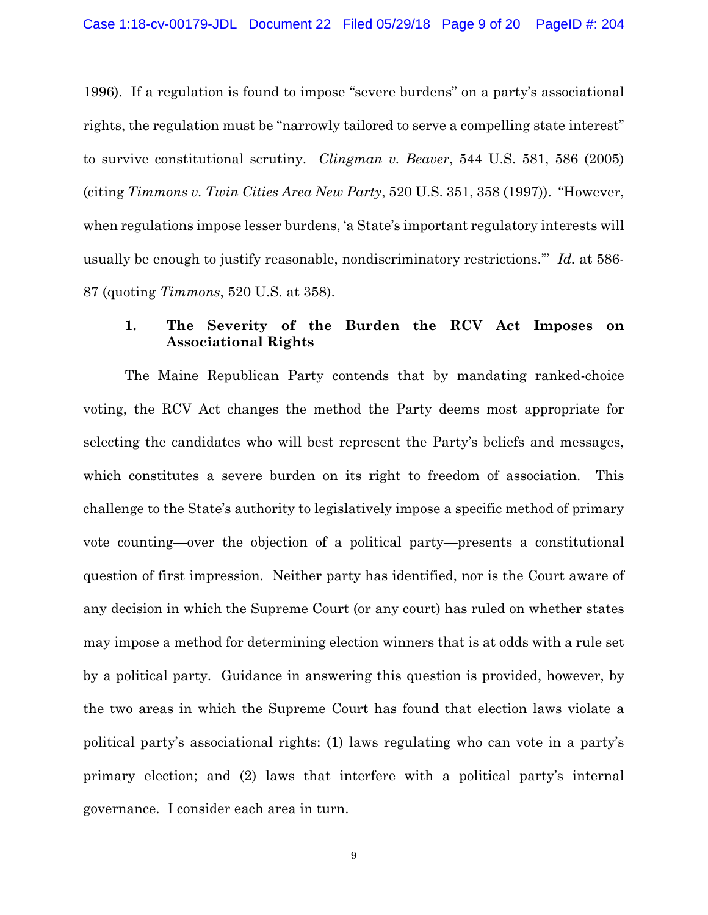1996). If a regulation is found to impose "severe burdens" on a party's associational rights, the regulation must be "narrowly tailored to serve a compelling state interest" to survive constitutional scrutiny. *Clingman v. Beaver*, 544 U.S. 581, 586 (2005) (citing *Timmons v. Twin Cities Area New Party*, 520 U.S. 351, 358 (1997)). "However, when regulations impose lesser burdens, 'a State's important regulatory interests will usually be enough to justify reasonable, nondiscriminatory restrictions.'" *Id.* at 586-87 (quoting *Timmons*, 520 U.S. at 358).

### 1. The Severity of the Burden the RCV Act Imposes on Associational Rights

The Maine Republican Party contends that by mandating ranked-choice voting, the RCV Act changes the method the Party deems most appropriate for selecting the candidates who will best represent the Party's beliefs and messages, which constitutes a severe burden on its right to freedom of association. This challenge to the State's authority to legislatively impose a specific method of primary vote counting—over the objection of a political party—presents a constitutional question of first impression. Neither party has identified, nor is the Court aware of any decision in which the Supreme Court (or any court) has ruled on whether states may impose a method for determining election winners that is at odds with a rule set by a political party. Guidance in answering this question is provided, however, by the two areas in which the Supreme Court has found that election laws violate a political party's associational rights: (1) laws regulating who can vote in a party's primary election; and (2) laws that interfere with a political party's internal governance. I consider each area in turn.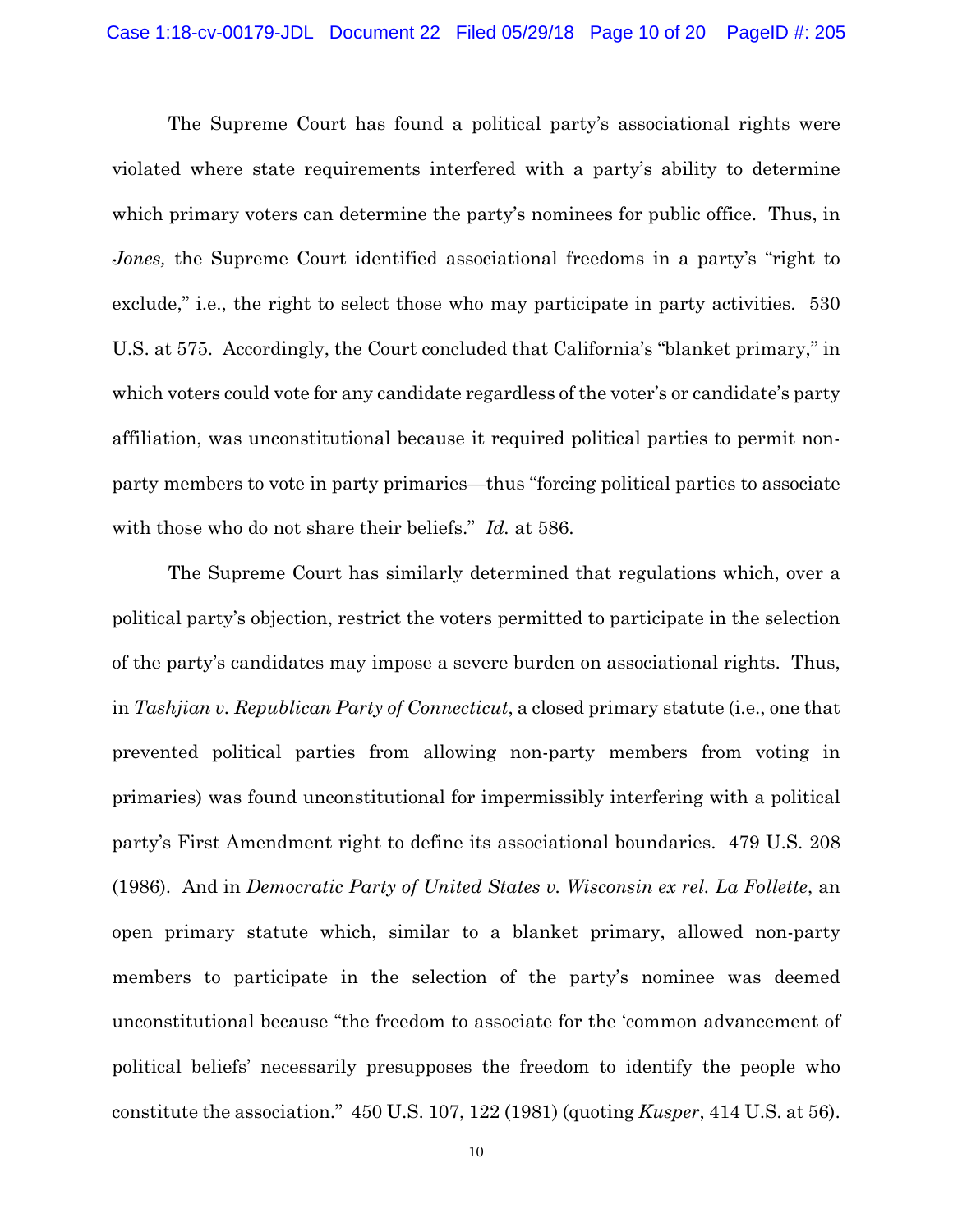The Supreme Court has found a political party's associational rights were violated where state requirements interfered with a party's ability to determine which primary voters can determine the party's nominees for public office. Thus, in *Jones,* the Supreme Court identified associational freedoms in a party's "right to exclude," i.e., the right to select those who may participate in party activities. 530 U.S. at 575. Accordingly, the Court concluded that California's "blanket primary," in which voters could vote for any candidate regardless of the voter's or candidate's party affiliation, was unconstitutional because it required political parties to permit non-party members to vote in party primaries—thus "forcing political parties to associate with those who do not share their beliefs." *Id.* at 586.

The Supreme Court has similarly determined that regulations which, over a political party's objection, restrict the voters permitted to participate in the selection of the party's candidates may impose a severe burden on associational rights. Thus, in *Tashjian v. Republican Party of Connecticut*, a closed primary statute (i.e., one that prevented political parties from allowing non-party members from voting in primaries) was found unconstitutional for impermissibly interfering with a political party's First Amendment right to define its associational boundaries. 479 U.S. 208 (1986). And in *Democratic Party of United States v. Wisconsin ex rel. La Follette*, an open primary statute which, similar to a blanket primary, allowed non-party members to participate in the selection of the party's nominee was deemed unconstitutional because "the freedom to associate for the 'common advancement of political beliefs' necessarily presupposes the freedom to identify the people who constitute the association." 450 U.S. 107, 122 (1981) (quoting *Kusper*, 414 U.S. at 56).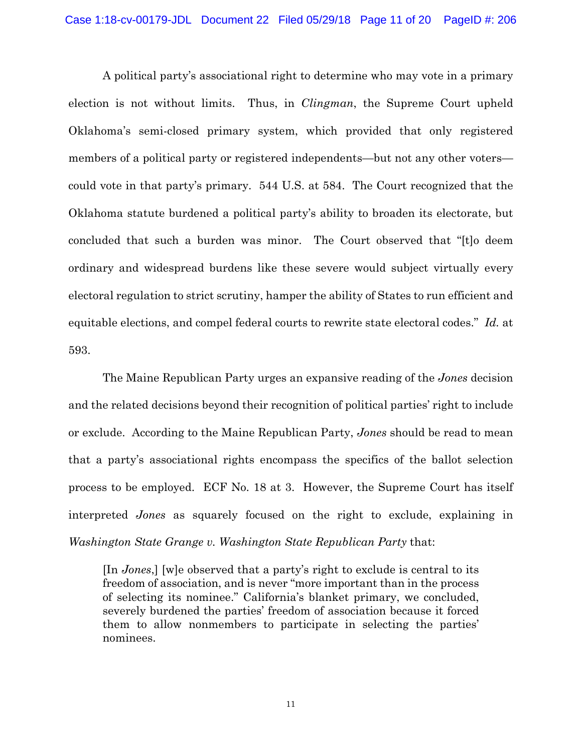A political party's associational right to determine who may vote in a primary election is not without limits. Thus, in *Clingman*, the Supreme Court upheld Oklahoma's semi-closed primary system, which provided that only registered members of a political party or registered independents—but not any other voters—could vote in that party's primary. 544 U.S. at 584. The Court recognized that the Oklahoma statute burdened a political party's ability to broaden its electorate, but concluded that such a burden was minor. The Court observed that "[t]o deem ordinary and widespread burdens like these severe would subject virtually every electoral regulation to strict scrutiny, hamper the ability of States to run efficient and equitable elections, and compel federal courts to rewrite state electoral codes." *Id.* at 593.

The Maine Republican Party urges an expansive reading of the *Jones* decision and the related decisions beyond their recognition of political parties' right to include or exclude. According to the Maine Republican Party, *Jones* should be read to mean that a party's associational rights encompass the specifics of the ballot selection process to be employed. ECF No. 18 at 3. However, the Supreme Court has itself interpreted *Jones* as squarely focused on the right to exclude, explaining in *Washington State Grange v. Washington State Republican Party* that:

> [In *Jones*,] [w]e observed that a party's right to exclude is central to its freedom of association, and is never "more important than in the process of selecting its nominee." California's blanket primary, we concluded, severely burdened the parties' freedom of association because it forced them to allow nonmembers to participate in selecting the parties' nominees.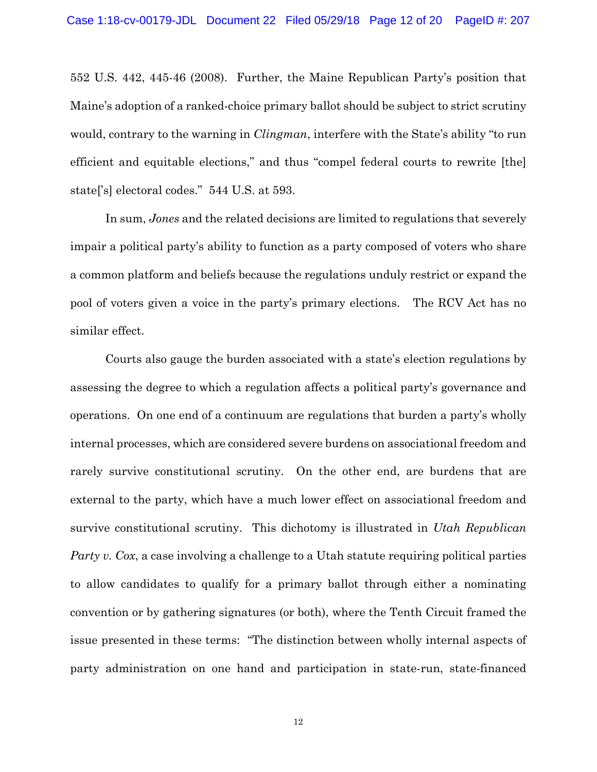552 U.S. 442, 445-46 (2008). Further, the Maine Republican Party's position that Maine's adoption of a ranked-choice primary ballot should be subject to strict scrutiny would, contrary to the warning in *Clingman*, interfere with the State's ability "to run efficient and equitable elections," and thus "compel federal courts to rewrite [the] state['s] electoral codes." 544 U.S. at 593.

In sum, *Jones* and the related decisions are limited to regulations that severely impair a political party's ability to function as a party composed of voters who share a common platform and beliefs because the regulations unduly restrict or expand the pool of voters given a voice in the party's primary elections. The RCV Act has no similar effect.

Courts also gauge the burden associated with a state's election regulations by assessing the degree to which a regulation affects a political party's governance and operations. On one end of a continuum are regulations that burden a party's wholly internal processes, which are considered severe burdens on associational freedom and rarely survive constitutional scrutiny. On the other end, are burdens that are external to the party, which have a much lower effect on associational freedom and survive constitutional scrutiny. This dichotomy is illustrated in *Utah Republican Party v. Cox*, a case involving a challenge to a Utah statute requiring political parties to allow candidates to qualify for a primary ballot through either a nominating convention or by gathering signatures (or both), where the Tenth Circuit framed the issue presented in these terms: "The distinction between wholly internal aspects of party administration on one hand and participation in state-run, state-financed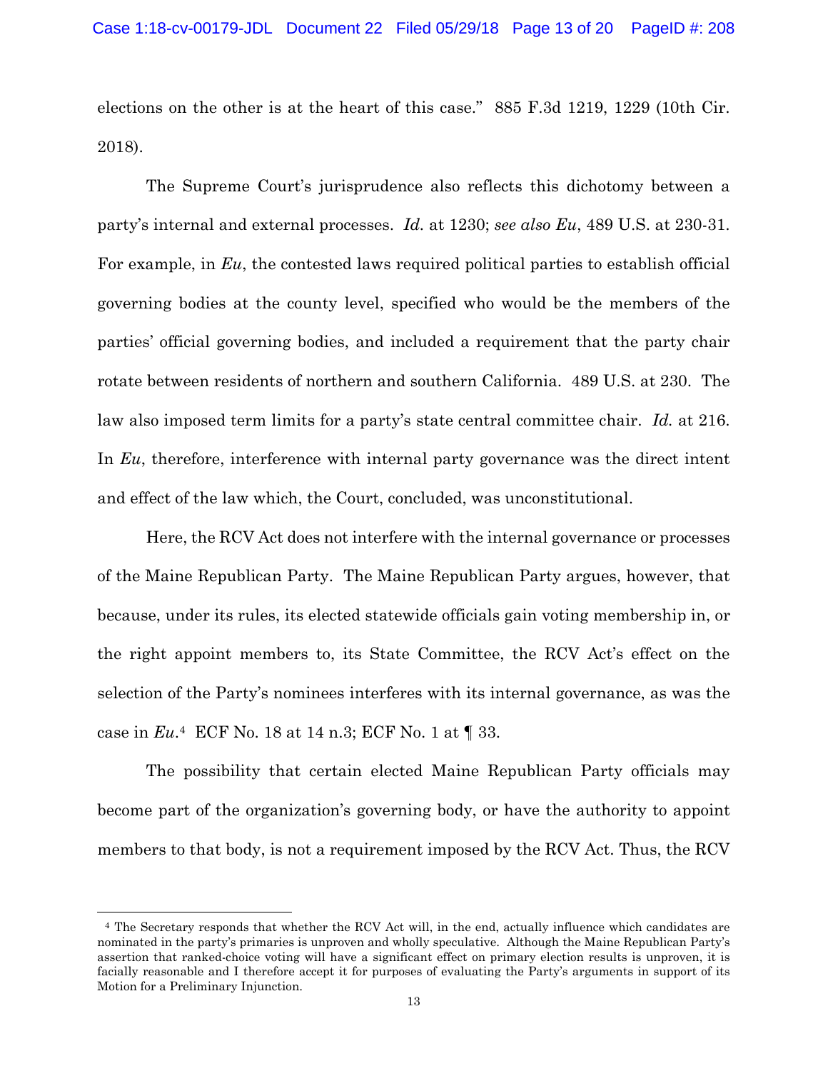elections on the other is at the heart of this case." 885 F.3d 1219, 1229 (10th Cir. 2018).

The Supreme Court's jurisprudence also reflects this dichotomy between a party's internal and external processes. *Id.* at 1230; *see also Eu*, 489 U.S. at 230-31. For example, in *Eu*, the contested laws required political parties to establish official governing bodies at the county level, specified who would be the members of the parties' official governing bodies, and included a requirement that the party chair rotate between residents of northern and southern California. 489 U.S. at 230. The law also imposed term limits for a party's state central committee chair. *Id.* at 216. In *Eu*, therefore, interference with internal party governance was the direct intent and effect of the law which, the Court, concluded, was unconstitutional.

Here, the RCV Act does not interfere with the internal governance or processes of the Maine Republican Party. The Maine Republican Party argues, however, that because, under its rules, its elected statewide officials gain voting membership in, or the right appoint members to, its State Committee, the RCV Act's effect on the selection of the Party's nominees interferes with its internal governance, as was the case in *Eu*.[4] ECF No. 18 at 14 n.3; ECF No. 1 at ¶ 33.

The possibility that certain elected Maine Republican Party officials may become part of the organization's governing body, or have the authority to appoint members to that body, is not a requirement imposed by the RCV Act. Thus, the RCV

---

[4] The Secretary responds that whether the RCV Act will, in the end, actually influence which candidates are nominated in the party's primaries is unproven and wholly speculative. Although the Maine Republican Party's assertion that ranked-choice voting will have a significant effect on primary election results is unproven, it is facially reasonable and I therefore accept it for purposes of evaluating the Party's arguments in support of its Motion for a Preliminary Injunction.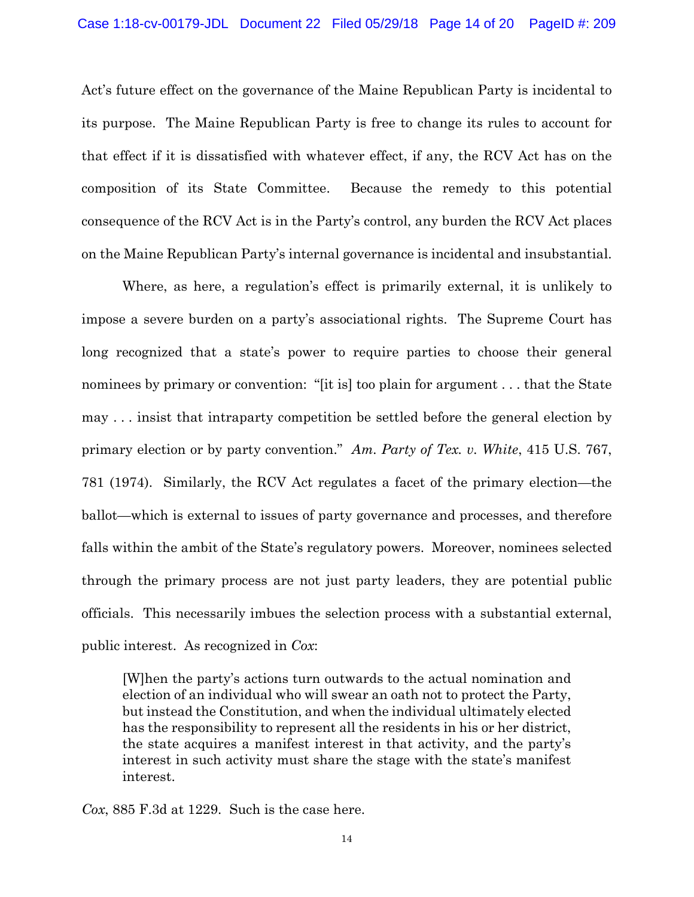Act's future effect on the governance of the Maine Republican Party is incidental to its purpose. The Maine Republican Party is free to change its rules to account for that effect if it is dissatisfied with whatever effect, if any, the RCV Act has on the composition of its State Committee. Because the remedy to this potential consequence of the RCV Act is in the Party's control, any burden the RCV Act places on the Maine Republican Party's internal governance is incidental and insubstantial.

Where, as here, a regulation's effect is primarily external, it is unlikely to impose a severe burden on a party's associational rights. The Supreme Court has long recognized that a state's power to require parties to choose their general nominees by primary or convention: "[it is] too plain for argument . . . that the State may . . . insist that intraparty competition be settled before the general election by primary election or by party convention." *Am. Party of Tex. v. White*, 415 U.S. 767, 781 (1974). Similarly, the RCV Act regulates a facet of the primary election—the ballot—which is external to issues of party governance and processes, and therefore falls within the ambit of the State's regulatory powers. Moreover, nominees selected through the primary process are not just party leaders, they are potential public officials. This necessarily imbues the selection process with a substantial external, public interest. As recognized in *Cox*:

> [W]hen the party's actions turn outwards to the actual nomination and election of an individual who will swear an oath not to protect the Party, but instead the Constitution, and when the individual ultimately elected has the responsibility to represent all the residents in his or her district, the state acquires a manifest interest in that activity, and the party's interest in such activity must share the stage with the state's manifest interest.

*Cox*, 885 F.3d at 1229. Such is the case here.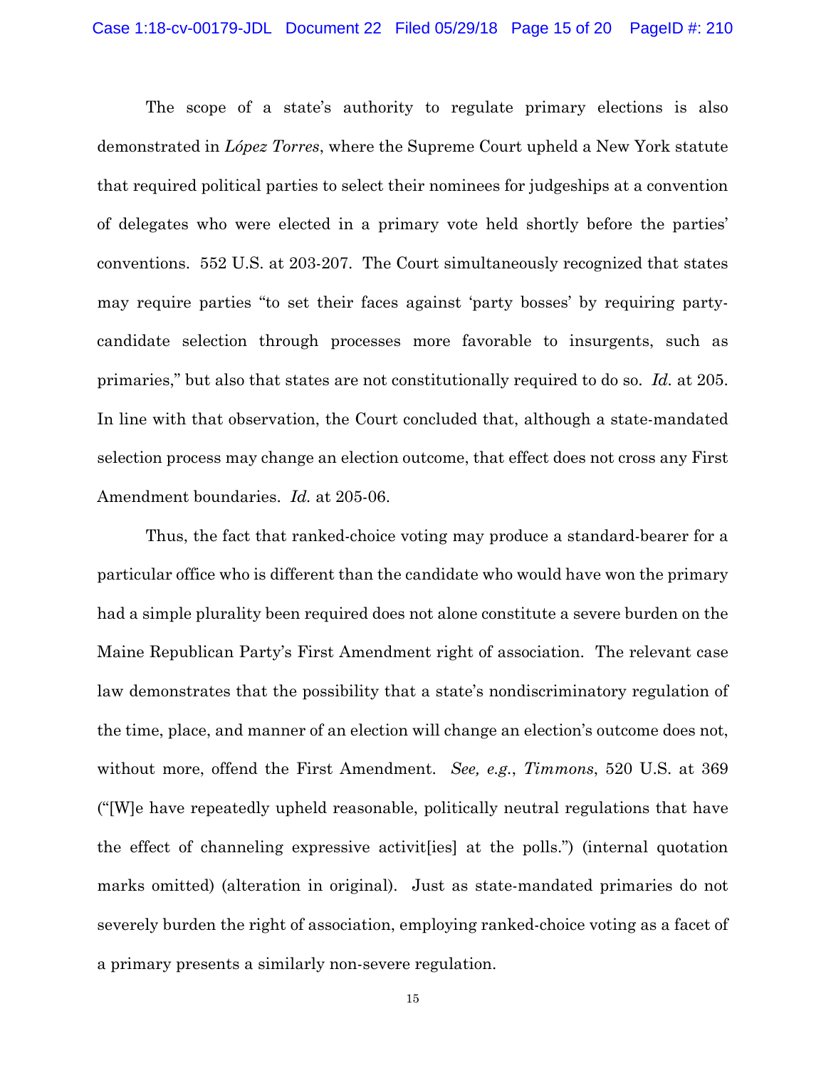The scope of a state's authority to regulate primary elections is also demonstrated in *López Torres*, where the Supreme Court upheld a New York statute that required political parties to select their nominees for judgeships at a convention of delegates who were elected in a primary vote held shortly before the parties' conventions. 552 U.S. at 203-207. The Court simultaneously recognized that states may require parties "to set their faces against 'party bosses' by requiring party-candidate selection through processes more favorable to insurgents, such as primaries," but also that states are not constitutionally required to do so. *Id.* at 205. In line with that observation, the Court concluded that, although a state-mandated selection process may change an election outcome, that effect does not cross any First Amendment boundaries. *Id.* at 205-06.

Thus, the fact that ranked-choice voting may produce a standard-bearer for a particular office who is different than the candidate who would have won the primary had a simple plurality been required does not alone constitute a severe burden on the Maine Republican Party's First Amendment right of association. The relevant case law demonstrates that the possibility that a state's nondiscriminatory regulation of the time, place, and manner of an election will change an election's outcome does not, without more, offend the First Amendment. *See, e.g.*, *Timmons*, 520 U.S. at 369 ("[W]e have repeatedly upheld reasonable, politically neutral regulations that have the effect of channeling expressive activit[ies] at the polls.") (internal quotation marks omitted) (alteration in original). Just as state-mandated primaries do not severely burden the right of association, employing ranked-choice voting as a facet of a primary presents a similarly non-severe regulation.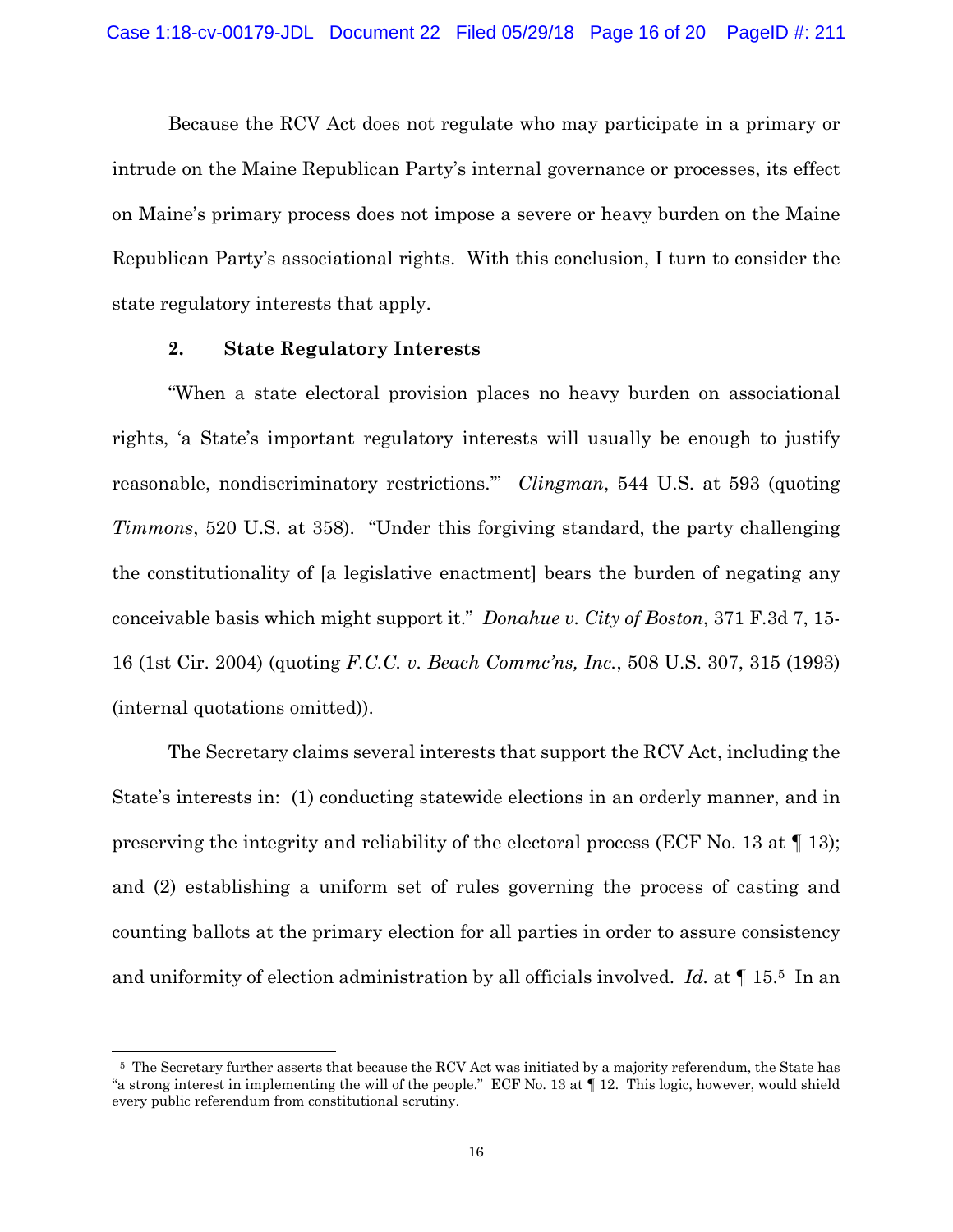Because the RCV Act does not regulate who may participate in a primary or intrude on the Maine Republican Party's internal governance or processes, its effect on Maine's primary process does not impose a severe or heavy burden on the Maine Republican Party's associational rights. With this conclusion, I turn to consider the state regulatory interests that apply.

### 2. State Regulatory Interests

"When a state electoral provision places no heavy burden on associational rights, 'a State's important regulatory interests will usually be enough to justify reasonable, nondiscriminatory restrictions.'" *Clingman*, 544 U.S. at 593 (quoting *Timmons*, 520 U.S. at 358). "Under this forgiving standard, the party challenging the constitutionality of [a legislative enactment] bears the burden of negating any conceivable basis which might support it." *Donahue v. City of Boston*, 371 F.3d 7, 15-16 (1st Cir. 2004) (quoting *F.C.C. v. Beach Commc'ns, Inc.*, 508 U.S. 307, 315 (1993) (internal quotations omitted)).

The Secretary claims several interests that support the RCV Act, including the State's interests in: (1) conducting statewide elections in an orderly manner, and in preserving the integrity and reliability of the electoral process (ECF No. 13 at ¶ 13); and (2) establishing a uniform set of rules governing the process of casting and counting ballots at the primary election for all parties in order to assure consistency and uniformity of election administration by all officials involved. *Id.* at ¶ 15.[5] In an

[5] The Secretary further asserts that because the RCV Act was initiated by a majority referendum, the State has "a strong interest in implementing the will of the people." ECF No. 13 at ¶ 12. This logic, however, would shield every public referendum from constitutional scrutiny.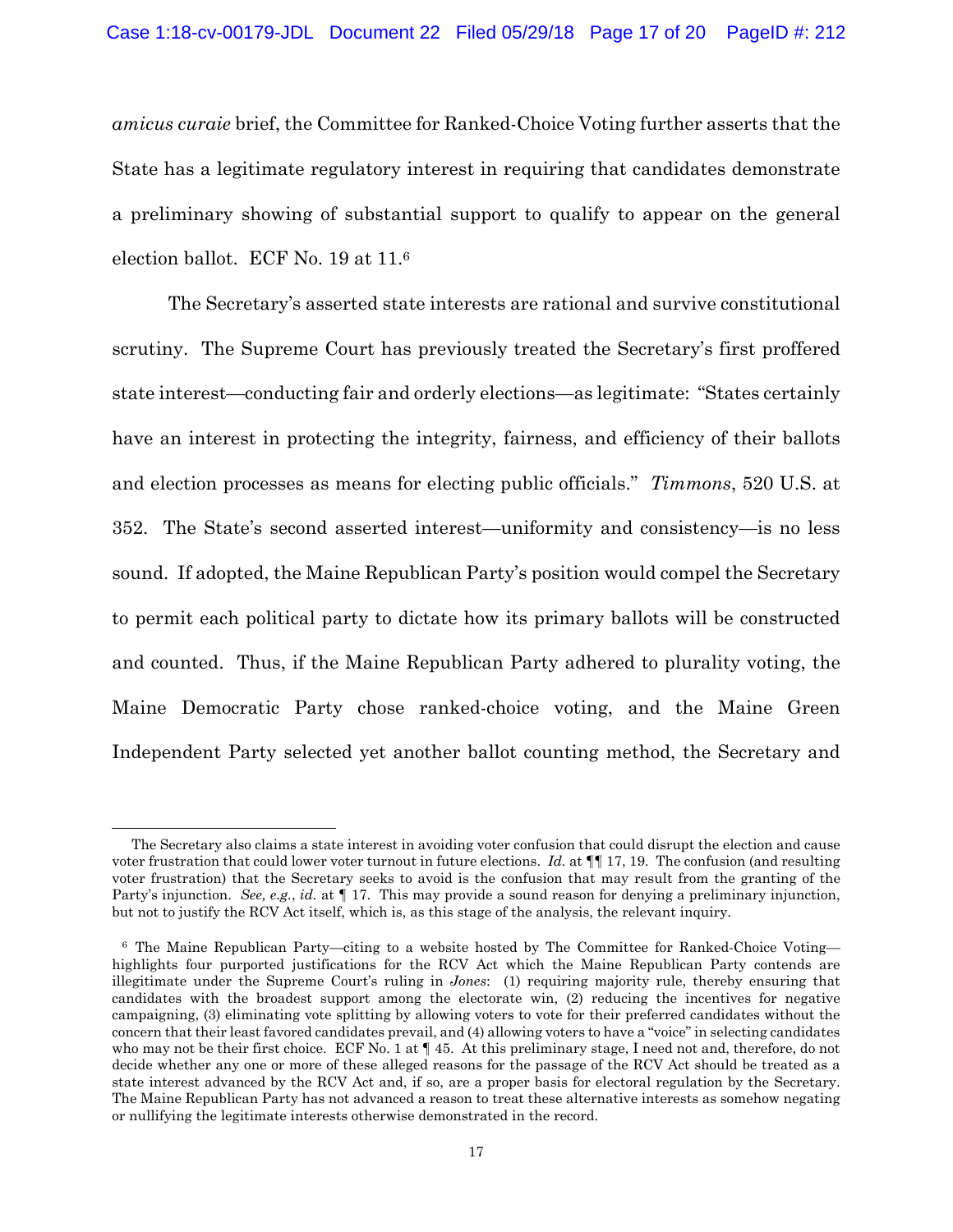*amicus curaie* brief, the Committee for Ranked-Choice Voting further asserts that the State has a legitimate regulatory interest in requiring that candidates demonstrate a preliminary showing of substantial support to qualify to appear on the general election ballot. ECF No. 19 at 11.[6]

The Secretary's asserted state interests are rational and survive constitutional scrutiny. The Supreme Court has previously treated the Secretary's first proffered state interest—conducting fair and orderly elections—as legitimate: "States certainly have an interest in protecting the integrity, fairness, and efficiency of their ballots and election processes as means for electing public officials." *Timmons*, 520 U.S. at 352. The State's second asserted interest—uniformity and consistency—is no less sound. If adopted, the Maine Republican Party's position would compel the Secretary to permit each political party to dictate how its primary ballots will be constructed and counted. Thus, if the Maine Republican Party adhered to plurality voting, the Maine Democratic Party chose ranked-choice voting, and the Maine Green Independent Party selected yet another ballot counting method, the Secretary and

---

The Secretary also claims a state interest in avoiding voter confusion that could disrupt the election and cause voter frustration that could lower voter turnout in future elections. *Id.* at ¶¶ 17, 19. The confusion (and resulting voter frustration) that the Secretary seeks to avoid is the confusion that may result from the granting of the Party's injunction. *See, e.g.*, *id.* at ¶ 17. This may provide a sound reason for denying a preliminary injunction, but not to justify the RCV Act itself, which is, as this stage of the analysis, the relevant inquiry.

[6] The Maine Republican Party—citing to a website hosted by The Committee for Ranked-Choice Voting—highlights four purported justifications for the RCV Act which the Maine Republican Party contends are illegitimate under the Supreme Court's ruling in *Jones*: (1) requiring majority rule, thereby ensuring that candidates with the broadest support among the electorate win, (2) reducing the incentives for negative campaigning, (3) eliminating vote splitting by allowing voters to vote for their preferred candidates without the concern that their least favored candidates prevail, and (4) allowing voters to have a "voice" in selecting candidates who may not be their first choice. ECF No. 1 at ¶ 45. At this preliminary stage, I need not and, therefore, do not decide whether any one or more of these alleged reasons for the passage of the RCV Act should be treated as a state interest advanced by the RCV Act and, if so, are a proper basis for electoral regulation by the Secretary. The Maine Republican Party has not advanced a reason to treat these alternative interests as somehow negating or nullifying the legitimate interests otherwise demonstrated in the record.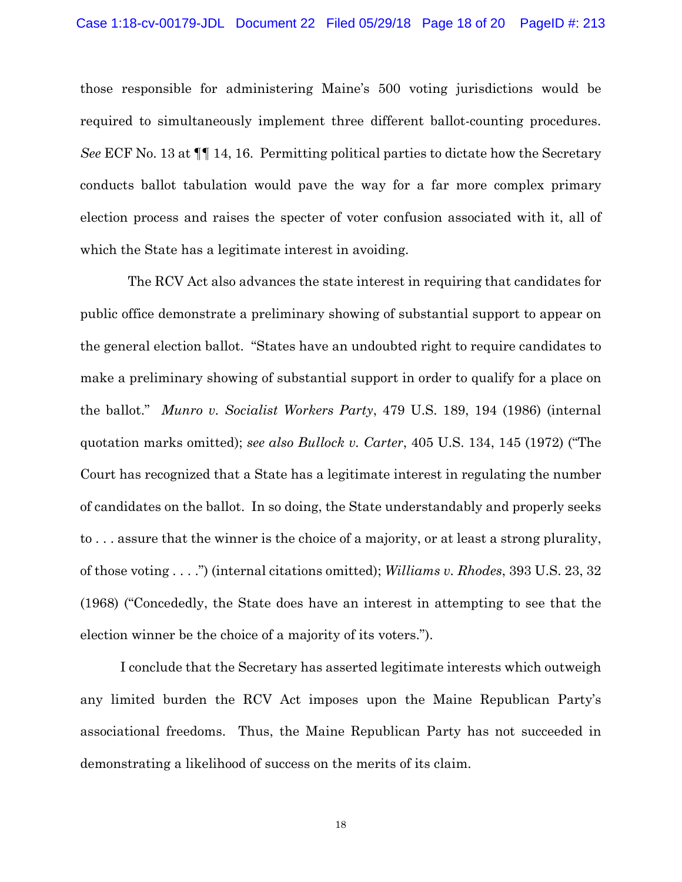those responsible for administering Maine's 500 voting jurisdictions would be required to simultaneously implement three different ballot-counting procedures. *See* ECF No. 13 at ¶¶ 14, 16. Permitting political parties to dictate how the Secretary conducts ballot tabulation would pave the way for a far more complex primary election process and raises the specter of voter confusion associated with it, all of which the State has a legitimate interest in avoiding.

The RCV Act also advances the state interest in requiring that candidates for public office demonstrate a preliminary showing of substantial support to appear on the general election ballot. "States have an undoubted right to require candidates to make a preliminary showing of substantial support in order to qualify for a place on the ballot." *Munro v. Socialist Workers Party*, 479 U.S. 189, 194 (1986) (internal quotation marks omitted); *see also Bullock v. Carter*, 405 U.S. 134, 145 (1972) ("The Court has recognized that a State has a legitimate interest in regulating the number of candidates on the ballot. In so doing, the State understandably and properly seeks to . . . assure that the winner is the choice of a majority, or at least a strong plurality, of those voting . . . .") (internal citations omitted); *Williams v. Rhodes*, 393 U.S. 23, 32 (1968) ("Concededly, the State does have an interest in attempting to see that the election winner be the choice of a majority of its voters.").

I conclude that the Secretary has asserted legitimate interests which outweigh any limited burden the RCV Act imposes upon the Maine Republican Party's associational freedoms. Thus, the Maine Republican Party has not succeeded in demonstrating a likelihood of success on the merits of its claim.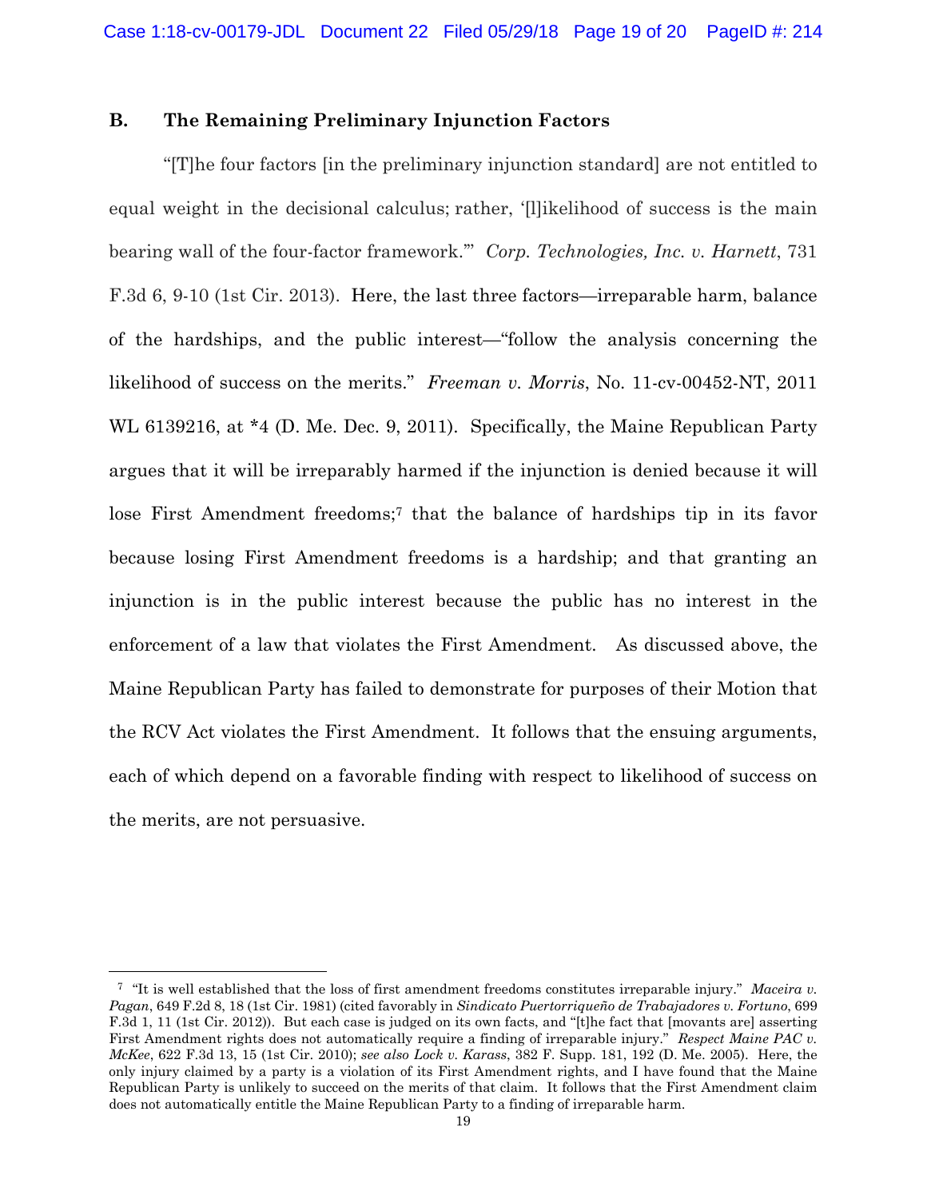### B. The Remaining Preliminary Injunction Factors

"[T]he four factors [in the preliminary injunction standard] are not entitled to equal weight in the decisional calculus; rather, '[l]ikelihood of success is the main bearing wall of the four-factor framework.'" *Corp. Technologies, Inc. v. Harnett*, 731 F.3d 6, 9-10 (1st Cir. 2013). Here, the last three factors—irreparable harm, balance of the hardships, and the public interest—"follow the analysis concerning the likelihood of success on the merits." *Freeman v. Morris*, No. 11-cv-00452-NT, 2011 WL 6139216, at *4 (D. Me. Dec. 9, 2011). Specifically, the Maine Republican Party argues that it will be irreparably harmed if the injunction is denied because it will lose First Amendment freedoms;[7] that the balance of hardships tip in its favor because losing First Amendment freedoms is a hardship; and that granting an injunction is in the public interest because the public has no interest in the enforcement of a law that violates the First Amendment. As discussed above, the Maine Republican Party has failed to demonstrate for purposes of their Motion that the RCV Act violates the First Amendment. It follows that the ensuing arguments, each of which depend on a favorable finding with respect to likelihood of success on the merits, are not persuasive.

---

[7] "It is well established that the loss of first amendment freedoms constitutes irreparable injury." *Maceira v. Pagan*, 649 F.2d 8, 18 (1st Cir. 1981) (cited favorably in *Sindicato Puertorriqueño de Trabajadores v. Fortuno*, 699 F.3d 1, 11 (1st Cir. 2012)). But each case is judged on its own facts, and "[t]he fact that [movants are] asserting First Amendment rights does not automatically require a finding of irreparable injury." *Respect Maine PAC v. McKee*, 622 F.3d 13, 15 (1st Cir. 2010); *see also Lock v. Karass*, 382 F. Supp. 181, 192 (D. Me. 2005). Here, the only injury claimed by a party is a violation of its First Amendment rights, and I have found that the Maine Republican Party is unlikely to succeed on the merits of that claim. It follows that the First Amendment claim does not automatically entitle the Maine Republican Party to a finding of irreparable harm.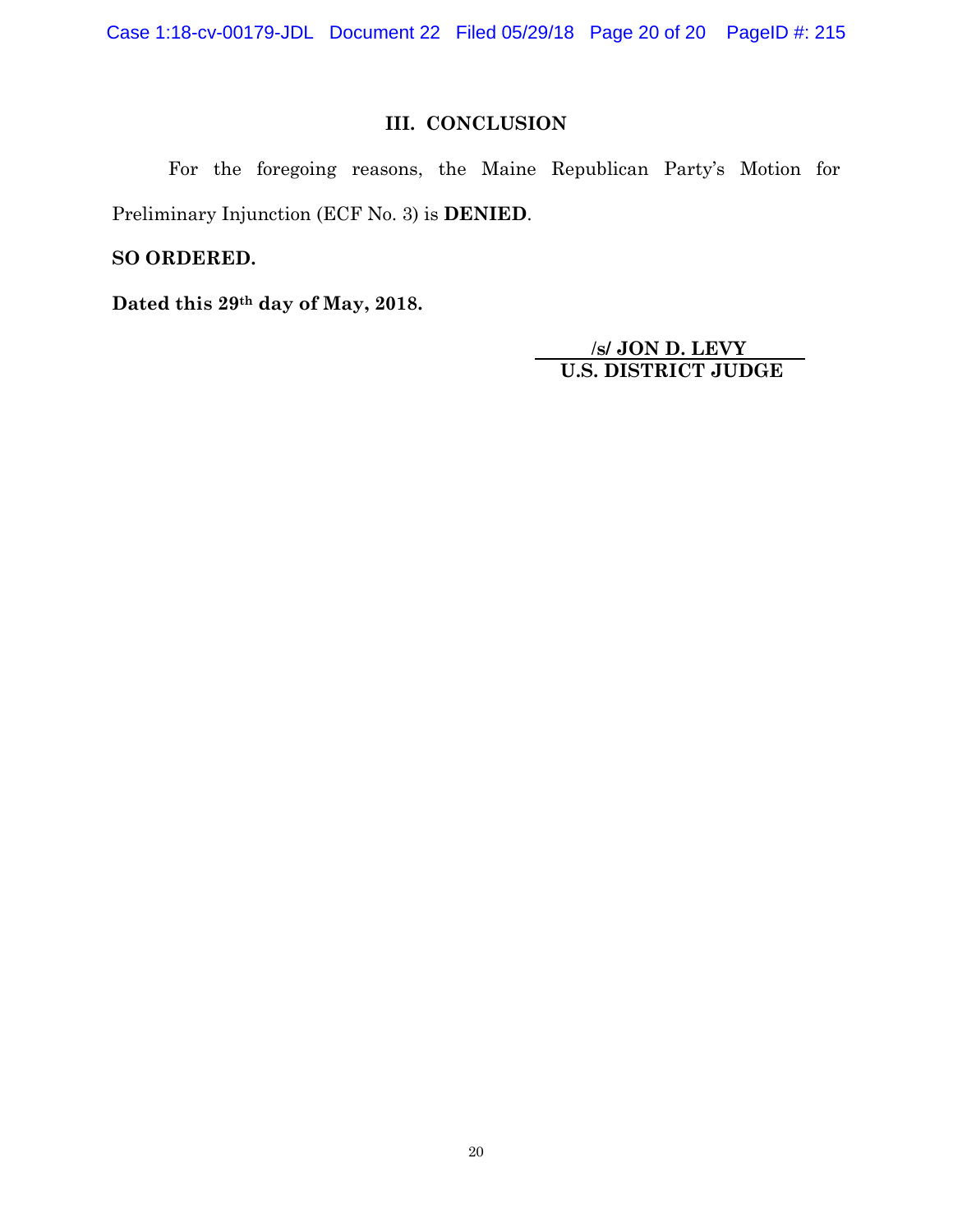## III. CONCLUSION

For the foregoing reasons, the Maine Republican Party's Motion for Preliminary Injunction (ECF No. 3) is **DENIED**.

**SO ORDERED.**

**Dated this 29th day of May, 2018.**

**/s/ JON D. LEVY**
**U.S. DISTRICT JUDGE**